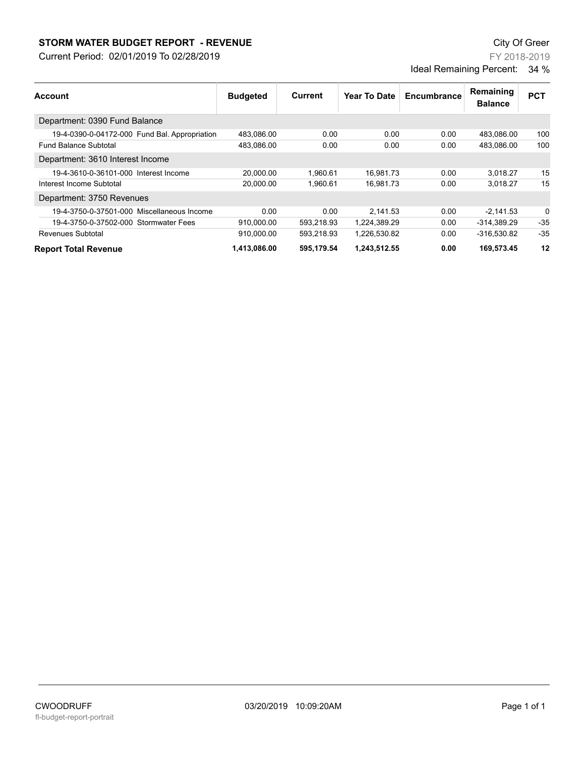# STORM WATER BUDGET REPORT - REVENUE

City Of Greer

Current Period: 02/01/2019 To 02/28/2019

FY 2018-2019

Ideal Remaining Percent: 34 %

| Account | Budgeted | Current | Year To Date | Encumbrance | Remaining Balance | PCT |
|---|---|---|---|---|---|---|
| Department: 0390 Fund Balance | | | | | | |
| 19-4-0390-0-04172-000 Fund Bal. Appropriation | 483,086.00 | 0.00 | 0.00 | 0.00 | 483,086.00 | 100 |
| Fund Balance Subtotal | 483,086.00 | 0.00 | 0.00 | 0.00 | 483,086.00 | 100 |
| Department: 3610 Interest Income | | | | | | |
| 19-4-3610-0-36101-000 Interest Income | 20,000.00 | 1,960.61 | 16,981.73 | 0.00 | 3,018.27 | 15 |
| Interest Income Subtotal | 20,000.00 | 1,960.61 | 16,981.73 | 0.00 | 3,018.27 | 15 |
| Department: 3750 Revenues | | | | | | |
| 19-4-3750-0-37501-000 Miscellaneous Income | 0.00 | 0.00 | 2,141.53 | 0.00 | -2,141.53 | 0 |
| 19-4-3750-0-37502-000 Stormwater Fees | 910,000.00 | 593,218.93 | 1,224,389.29 | 0.00 | -314,389.29 | -35 |
| Revenues Subtotal | 910,000.00 | 593,218.93 | 1,226,530.82 | 0.00 | -316,530.82 | -35 |
| **Report Total Revenue** | **1,413,086.00** | **595,179.54** | **1,243,512.55** | **0.00** | **169,573.45** | **12** |

CWOODRUFF 03/20/2019 10:09:20AM

fl-budget-report-portrait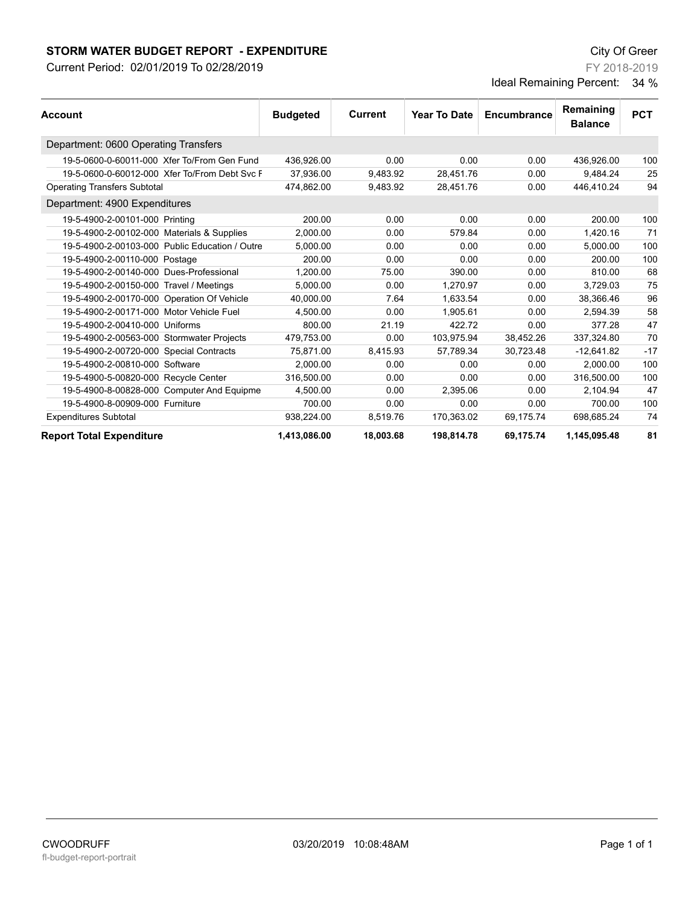**STORM WATER BUDGET REPORT - EXPENDITURE**

Current Period: 02/01/2019 To 02/28/2019

City Of Greer

FY 2018-2019

Ideal Remaining Percent: 34 %

| Account | Budgeted | Current | Year To Date | Encumbrance | Remaining Balance | PCT |
|---|---|---|---|---|---|---|
| Department: 0600 Operating Transfers | | | | | | |
| 19-5-0600-0-60011-000 Xfer To/From Gen Fund | 436,926.00 | 0.00 | 0.00 | 0.00 | 436,926.00 | 100 |
| 19-5-0600-0-60012-000 Xfer To/From Debt Svc F | 37,936.00 | 9,483.92 | 28,451.76 | 0.00 | 9,484.24 | 25 |
| Operating Transfers Subtotal | 474,862.00 | 9,483.92 | 28,451.76 | 0.00 | 446,410.24 | 94 |
| Department: 4900 Expenditures | | | | | | |
| 19-5-4900-2-00101-000 Printing | 200.00 | 0.00 | 0.00 | 0.00 | 200.00 | 100 |
| 19-5-4900-2-00102-000 Materials & Supplies | 2,000.00 | 0.00 | 579.84 | 0.00 | 1,420.16 | 71 |
| 19-5-4900-2-00103-000 Public Education / Outre | 5,000.00 | 0.00 | 0.00 | 0.00 | 5,000.00 | 100 |
| 19-5-4900-2-00110-000 Postage | 200.00 | 0.00 | 0.00 | 0.00 | 200.00 | 100 |
| 19-5-4900-2-00140-000 Dues-Professional | 1,200.00 | 75.00 | 390.00 | 0.00 | 810.00 | 68 |
| 19-5-4900-2-00150-000 Travel / Meetings | 5,000.00 | 0.00 | 1,270.97 | 0.00 | 3,729.03 | 75 |
| 19-5-4900-2-00170-000 Operation Of Vehicle | 40,000.00 | 7.64 | 1,633.54 | 0.00 | 38,366.46 | 96 |
| 19-5-4900-2-00171-000 Motor Vehicle Fuel | 4,500.00 | 0.00 | 1,905.61 | 0.00 | 2,594.39 | 58 |
| 19-5-4900-2-00410-000 Uniforms | 800.00 | 21.19 | 422.72 | 0.00 | 377.28 | 47 |
| 19-5-4900-2-00563-000 Stormwater Projects | 479,753.00 | 0.00 | 103,975.94 | 38,452.26 | 337,324.80 | 70 |
| 19-5-4900-2-00720-000 Special Contracts | 75,871.00 | 8,415.93 | 57,789.34 | 30,723.48 | -12,641.82 | -17 |
| 19-5-4900-2-00810-000 Software | 2,000.00 | 0.00 | 0.00 | 0.00 | 2,000.00 | 100 |
| 19-5-4900-5-00820-000 Recycle Center | 316,500.00 | 0.00 | 0.00 | 0.00 | 316,500.00 | 100 |
| 19-5-4900-8-00828-000 Computer And Equipme | 4,500.00 | 0.00 | 2,395.06 | 0.00 | 2,104.94 | 47 |
| 19-5-4900-8-00909-000 Furniture | 700.00 | 0.00 | 0.00 | 0.00 | 700.00 | 100 |
| Expenditures Subtotal | 938,224.00 | 8,519.76 | 170,363.02 | 69,175.74 | 698,685.24 | 74 |
| **Report Total Expenditure** | **1,413,086.00** | **18,003.68** | **198,814.78** | **69,175.74** | **1,145,095.48** | **81** |

CWOODRUFF 03/20/2019 10:08:48AM

fl-budget-report-portrait